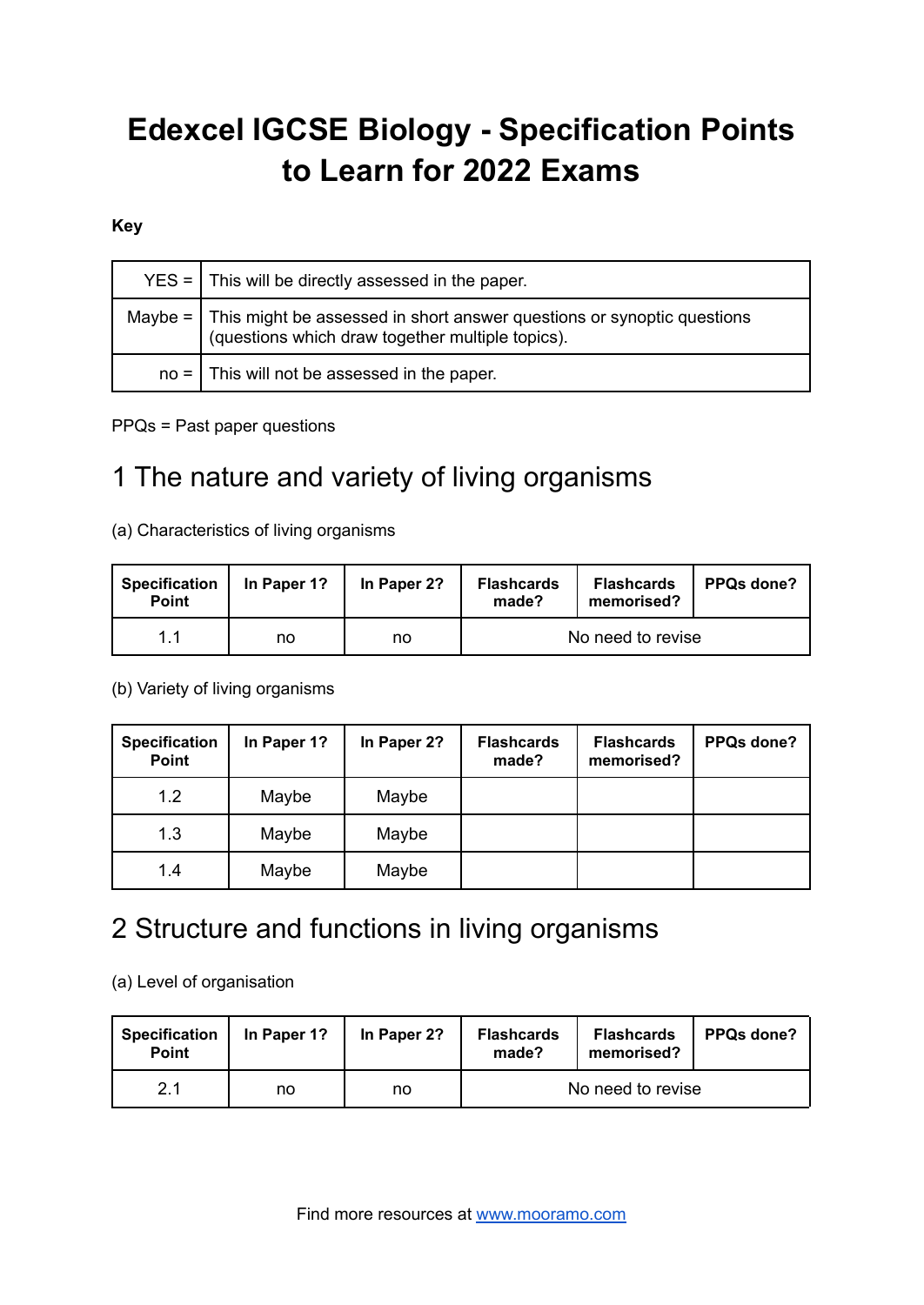# Edexcel IGCSE Biology - Specification Points to Learn for 2022 Exams

**Key**

| | |
|---|---|
| YES = | This will be directly assessed in the paper. |
| Maybe = | This might be assessed in short answer questions or synoptic questions (questions which draw together multiple topics). |
| no = | This will not be assessed in the paper. |

PPQs = Past paper questions

## 1 The nature and variety of living organisms

(a) Characteristics of living organisms

| Specification Point | In Paper 1? | In Paper 2? | Flashcards made? | Flashcards memorised? | PPQs done? |
|---|---|---|---|---|---|
| 1.1 | no | no | No need to revise | | |

(b) Variety of living organisms

| Specification Point | In Paper 1? | In Paper 2? | Flashcards made? | Flashcards memorised? | PPQs done? |
|---|---|---|---|---|---|
| 1.2 | Maybe | Maybe | | | |
| 1.3 | Maybe | Maybe | | | |
| 1.4 | Maybe | Maybe | | | |

## 2 Structure and functions in living organisms

(a) Level of organisation

| Specification Point | In Paper 1? | In Paper 2? | Flashcards made? | Flashcards memorised? | PPQs done? |
|---|---|---|---|---|---|
| 2.1 | no | no | No need to revise | | |

Find more resources at www.mooramo.com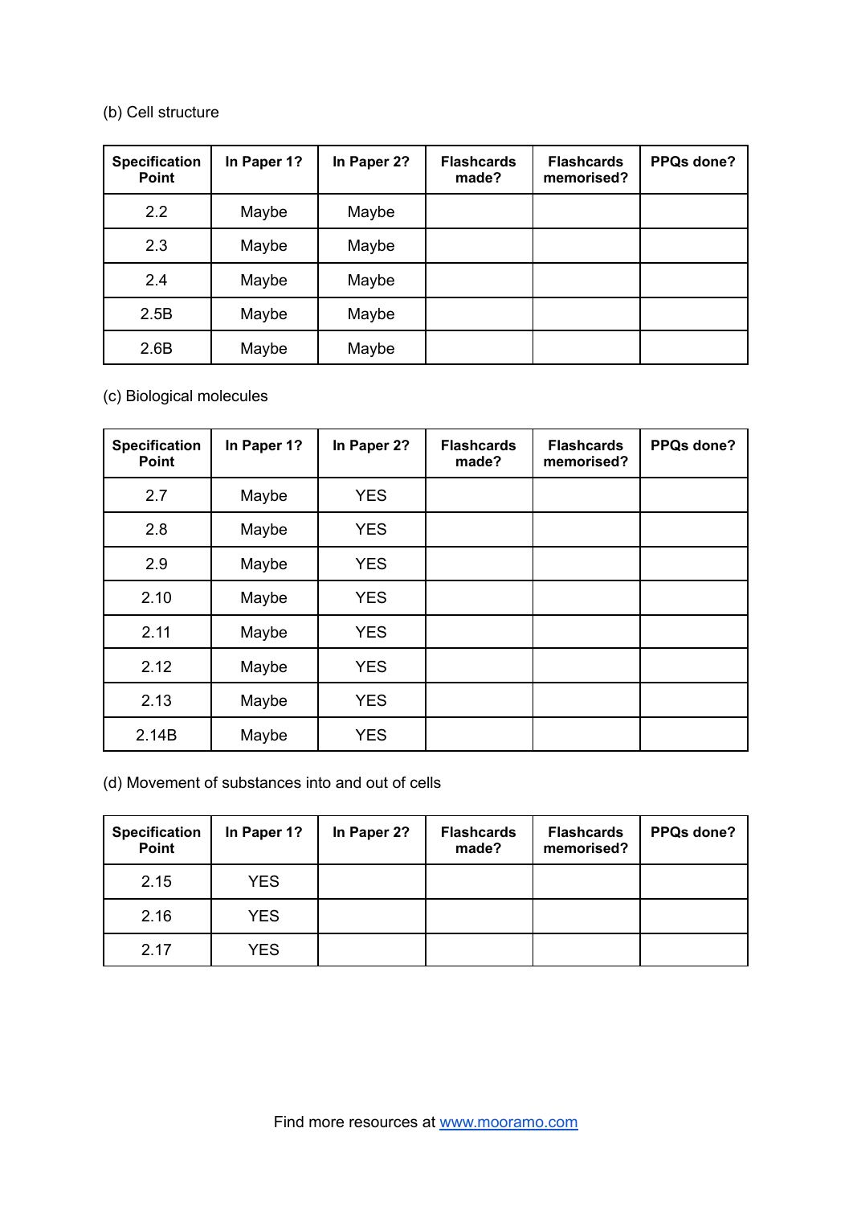(b) Cell structure

| Specification Point | In Paper 1? | In Paper 2? | Flashcards made? | Flashcards memorised? | PPQs done? |
|---|---|---|---|---|---|
| 2.2 | Maybe | Maybe | | | |
| 2.3 | Maybe | Maybe | | | |
| 2.4 | Maybe | Maybe | | | |
| 2.5B | Maybe | Maybe | | | |
| 2.6B | Maybe | Maybe | | | |

(c) Biological molecules

| Specification Point | In Paper 1? | In Paper 2? | Flashcards made? | Flashcards memorised? | PPQs done? |
|---|---|---|---|---|---|
| 2.7 | Maybe | YES | | | |
| 2.8 | Maybe | YES | | | |
| 2.9 | Maybe | YES | | | |
| 2.10 | Maybe | YES | | | |
| 2.11 | Maybe | YES | | | |
| 2.12 | Maybe | YES | | | |
| 2.13 | Maybe | YES | | | |
| 2.14B | Maybe | YES | | | |

(d) Movement of substances into and out of cells

| Specification Point | In Paper 1? | In Paper 2? | Flashcards made? | Flashcards memorised? | PPQs done? |
|---|---|---|---|---|---|
| 2.15 | YES | | | | |
| 2.16 | YES | | | | |
| 2.17 | YES | | | | |

Find more resources at www.mooramo.com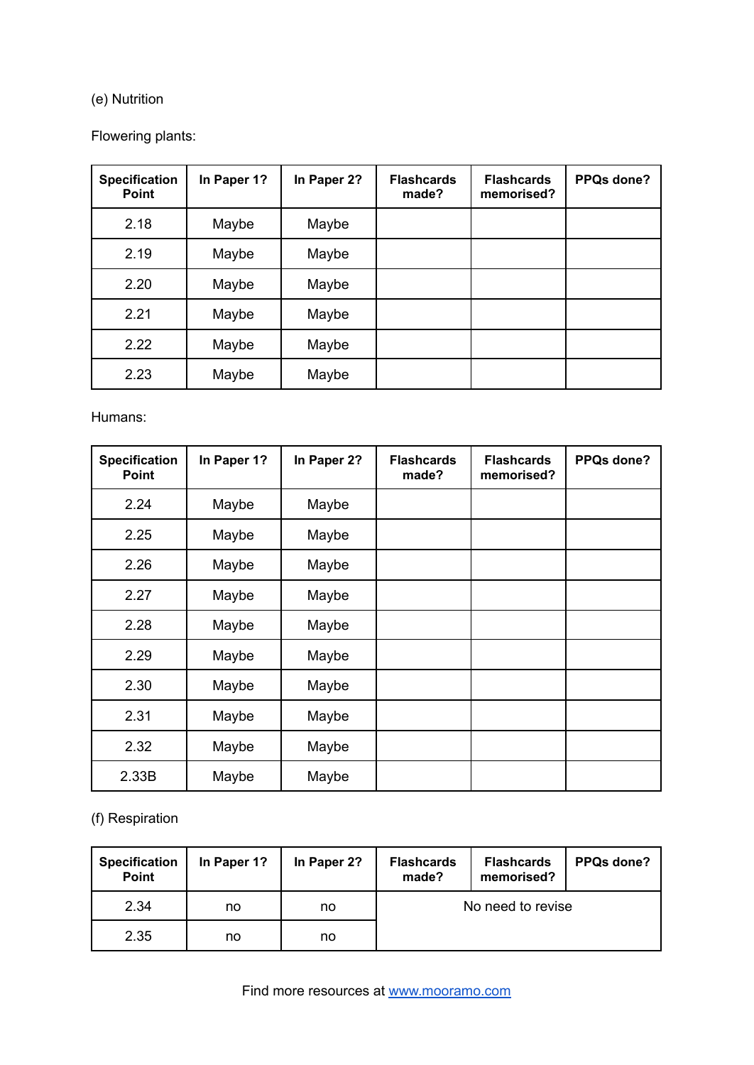(e) Nutrition

Flowering plants:

| Specification Point | In Paper 1? | In Paper 2? | Flashcards made? | Flashcards memorised? | PPQs done? |
|---|---|---|---|---|---|
| 2.18 | Maybe | Maybe | | | |
| 2.19 | Maybe | Maybe | | | |
| 2.20 | Maybe | Maybe | | | |
| 2.21 | Maybe | Maybe | | | |
| 2.22 | Maybe | Maybe | | | |
| 2.23 | Maybe | Maybe | | | |

Humans:

| Specification Point | In Paper 1? | In Paper 2? | Flashcards made? | Flashcards memorised? | PPQs done? |
|---|---|---|---|---|---|
| 2.24 | Maybe | Maybe | | | |
| 2.25 | Maybe | Maybe | | | |
| 2.26 | Maybe | Maybe | | | |
| 2.27 | Maybe | Maybe | | | |
| 2.28 | Maybe | Maybe | | | |
| 2.29 | Maybe | Maybe | | | |
| 2.30 | Maybe | Maybe | | | |
| 2.31 | Maybe | Maybe | | | |
| 2.32 | Maybe | Maybe | | | |
| 2.33B | Maybe | Maybe | | | |

(f) Respiration

| Specification Point | In Paper 1? | In Paper 2? | Flashcards made? | Flashcards memorised? | PPQs done? |
|---|---|---|---|---|---|
| 2.34 | no | no | No need to revise | | |
| 2.35 | no | no | | | |

Find more resources at www.mooramo.com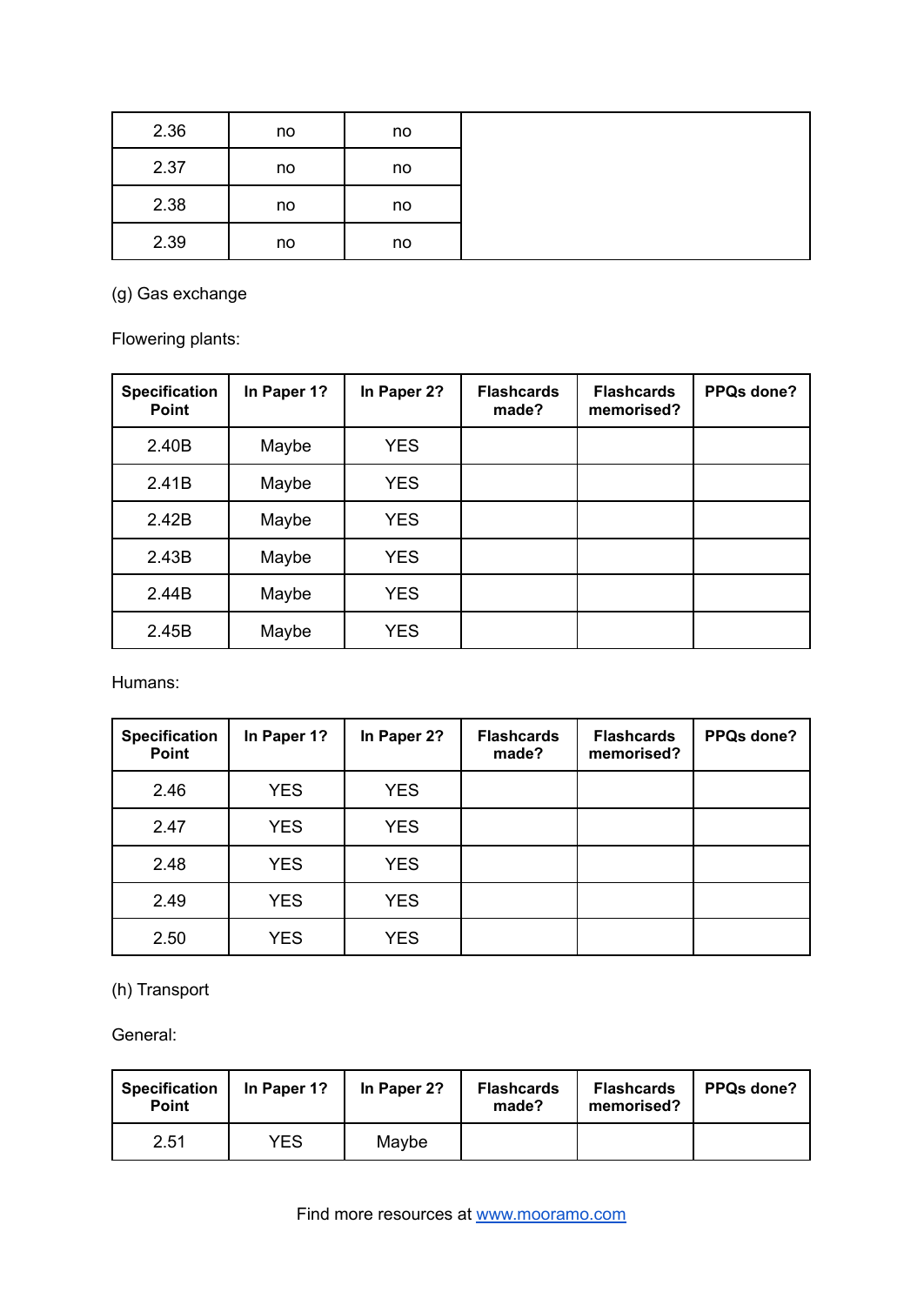| | | | | | |
|---|---|---|---|---|---|
| 2.36 | no | no | | | |
| 2.37 | no | no | | | |
| 2.38 | no | no | | | |
| 2.39 | no | no | | | |

(g) Gas exchange

Flowering plants:

| Specification Point | In Paper 1? | In Paper 2? | Flashcards made? | Flashcards memorised? | PPQs done? |
|---|---|---|---|---|---|
| 2.40B | Maybe | YES | | | |
| 2.41B | Maybe | YES | | | |
| 2.42B | Maybe | YES | | | |
| 2.43B | Maybe | YES | | | |
| 2.44B | Maybe | YES | | | |
| 2.45B | Maybe | YES | | | |

Humans:

| Specification Point | In Paper 1? | In Paper 2? | Flashcards made? | Flashcards memorised? | PPQs done? |
|---|---|---|---|---|---|
| 2.46 | YES | YES | | | |
| 2.47 | YES | YES | | | |
| 2.48 | YES | YES | | | |
| 2.49 | YES | YES | | | |
| 2.50 | YES | YES | | | |

(h) Transport

General:

| Specification Point | In Paper 1? | In Paper 2? | Flashcards made? | Flashcards memorised? | PPQs done? |
|---|---|---|---|---|---|
| 2.51 | YES | Maybe | | | |

Find more resources at www.mooramo.com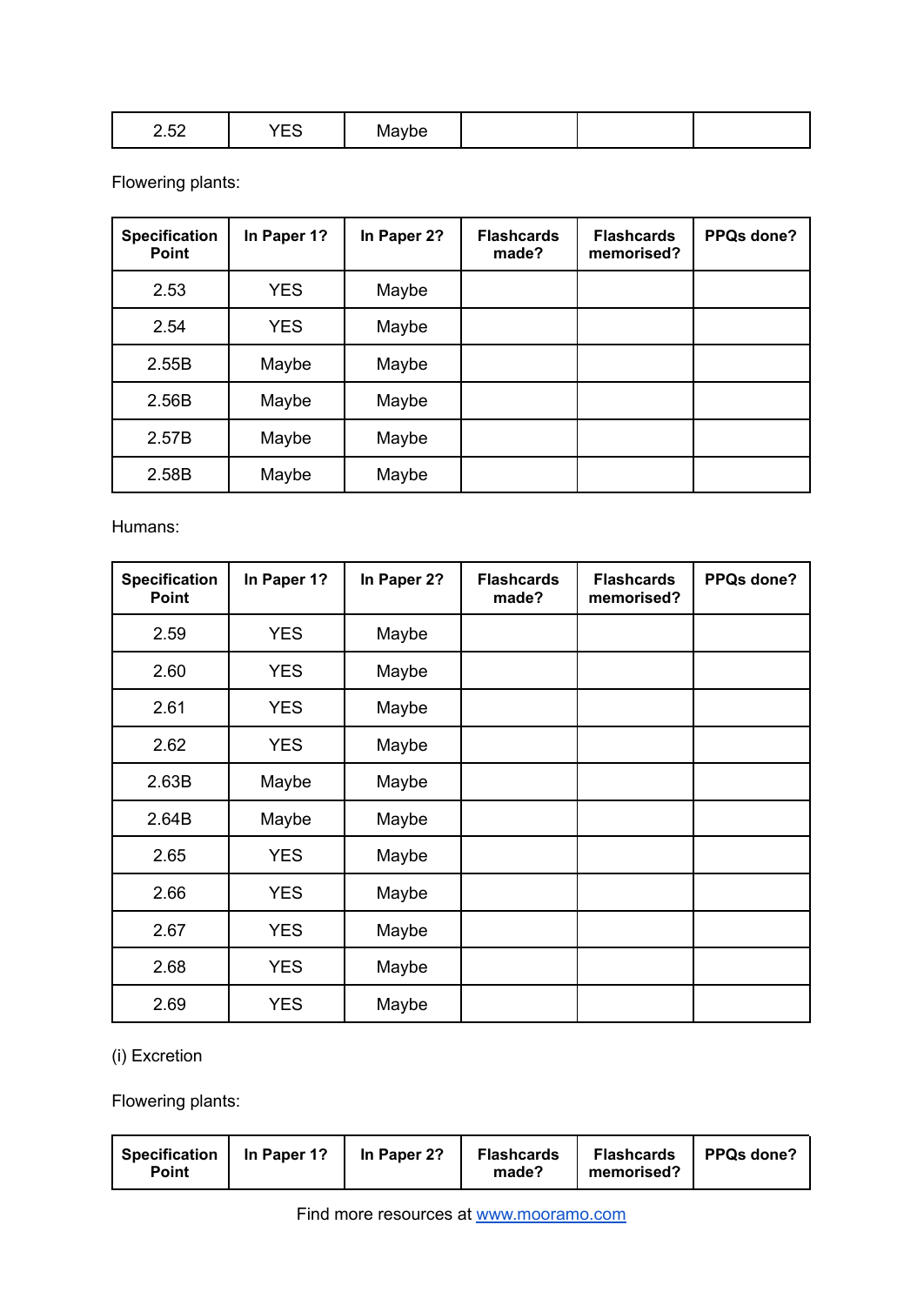| | | | | | |
|---|---|---|---|---|---|
| 2.52 | YES | Maybe | | | |

Flowering plants:

| Specification Point | In Paper 1? | In Paper 2? | Flashcards made? | Flashcards memorised? | PPQs done? |
|---|---|---|---|---|---|
| 2.53 | YES | Maybe | | | |
| 2.54 | YES | Maybe | | | |
| 2.55B | Maybe | Maybe | | | |
| 2.56B | Maybe | Maybe | | | |
| 2.57B | Maybe | Maybe | | | |
| 2.58B | Maybe | Maybe | | | |

Humans:

| Specification Point | In Paper 1? | In Paper 2? | Flashcards made? | Flashcards memorised? | PPQs done? |
|---|---|---|---|---|---|
| 2.59 | YES | Maybe | | | |
| 2.60 | YES | Maybe | | | |
| 2.61 | YES | Maybe | | | |
| 2.62 | YES | Maybe | | | |
| 2.63B | Maybe | Maybe | | | |
| 2.64B | Maybe | Maybe | | | |
| 2.65 | YES | Maybe | | | |
| 2.66 | YES | Maybe | | | |
| 2.67 | YES | Maybe | | | |
| 2.68 | YES | Maybe | | | |
| 2.69 | YES | Maybe | | | |

(i) Excretion

Flowering plants:

| Specification Point | In Paper 1? | In Paper 2? | Flashcards made? | Flashcards memorised? | PPQs done? |
|---|---|---|---|---|---|

Find more resources at www.mooramo.com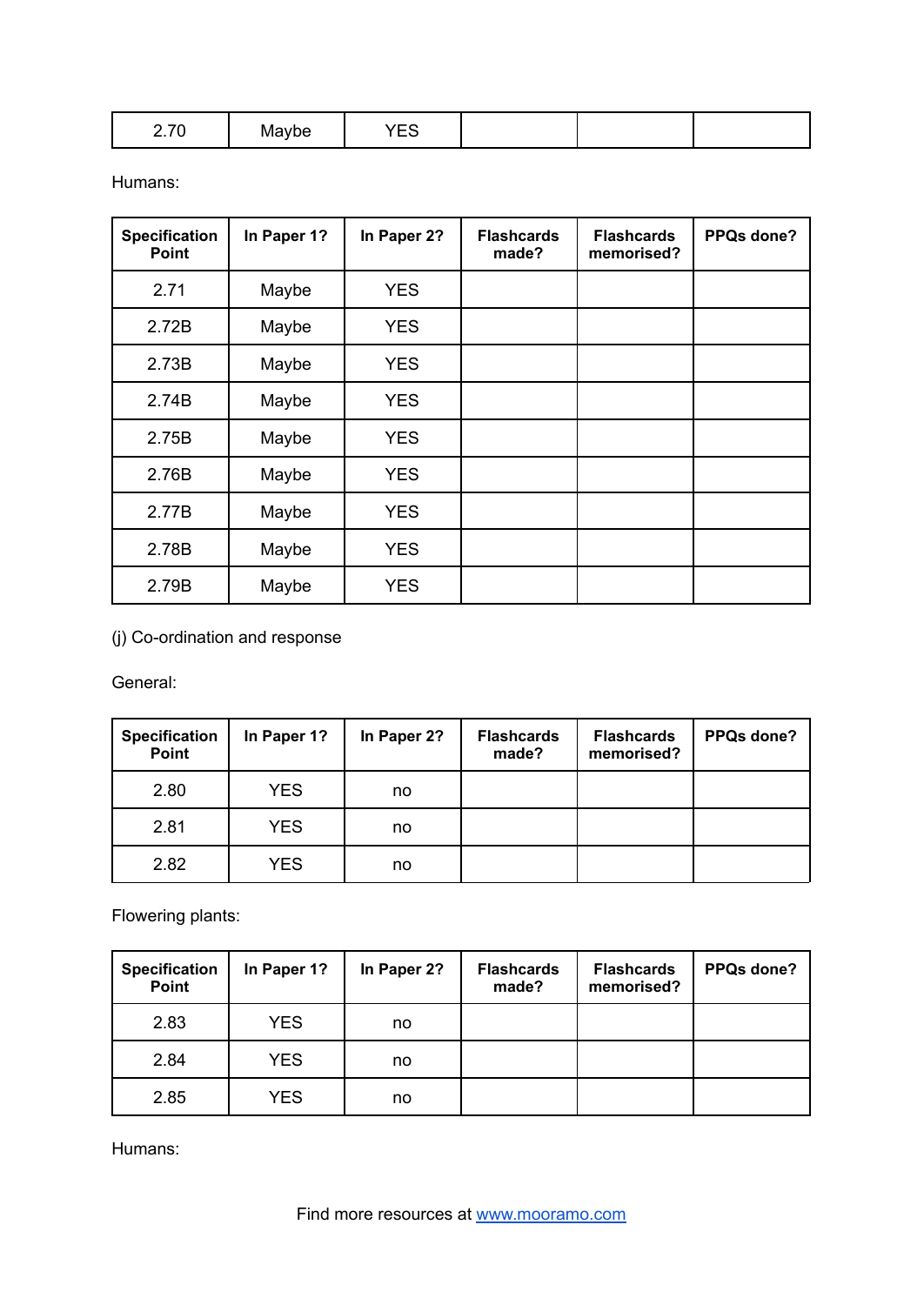| | | | | | |
|---|---|---|---|---|---|
| 2.70 | Maybe | YES | | | |

Humans:

| Specification Point | In Paper 1? | In Paper 2? | Flashcards made? | Flashcards memorised? | PPQs done? |
|---|---|---|---|---|---|
| 2.71 | Maybe | YES | | | |
| 2.72B | Maybe | YES | | | |
| 2.73B | Maybe | YES | | | |
| 2.74B | Maybe | YES | | | |
| 2.75B | Maybe | YES | | | |
| 2.76B | Maybe | YES | | | |
| 2.77B | Maybe | YES | | | |
| 2.78B | Maybe | YES | | | |
| 2.79B | Maybe | YES | | | |

(j) Co-ordination and response

General:

| Specification Point | In Paper 1? | In Paper 2? | Flashcards made? | Flashcards memorised? | PPQs done? |
|---|---|---|---|---|---|
| 2.80 | YES | no | | | |
| 2.81 | YES | no | | | |
| 2.82 | YES | no | | | |

Flowering plants:

| Specification Point | In Paper 1? | In Paper 2? | Flashcards made? | Flashcards memorised? | PPQs done? |
|---|---|---|---|---|---|
| 2.83 | YES | no | | | |
| 2.84 | YES | no | | | |
| 2.85 | YES | no | | | |

Humans:

Find more resources at [www.mooramo.com](http://www.mooramo.com)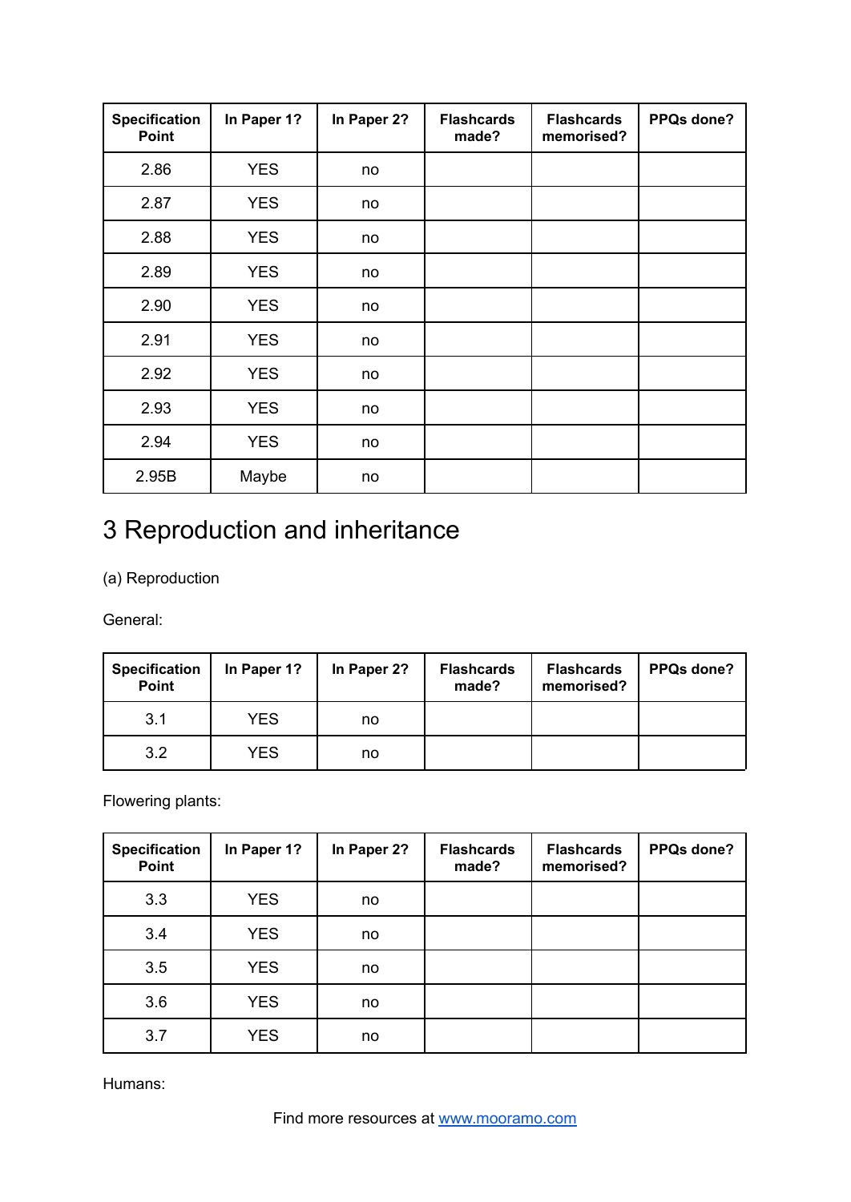| Specification Point | In Paper 1? | In Paper 2? | Flashcards made? | Flashcards memorised? | PPQs done? |
|---|---|---|---|---|---|
| 2.86 | YES | no | | | |
| 2.87 | YES | no | | | |
| 2.88 | YES | no | | | |
| 2.89 | YES | no | | | |
| 2.90 | YES | no | | | |
| 2.91 | YES | no | | | |
| 2.92 | YES | no | | | |
| 2.93 | YES | no | | | |
| 2.94 | YES | no | | | |
| 2.95B | Maybe | no | | | |

# 3 Reproduction and inheritance

(a) Reproduction

General:

| Specification Point | In Paper 1? | In Paper 2? | Flashcards made? | Flashcards memorised? | PPQs done? |
|---|---|---|---|---|---|
| 3.1 | YES | no | | | |
| 3.2 | YES | no | | | |

Flowering plants:

| Specification Point | In Paper 1? | In Paper 2? | Flashcards made? | Flashcards memorised? | PPQs done? |
|---|---|---|---|---|---|
| 3.3 | YES | no | | | |
| 3.4 | YES | no | | | |
| 3.5 | YES | no | | | |
| 3.6 | YES | no | | | |
| 3.7 | YES | no | | | |

Humans:

Find more resources at www.mooramo.com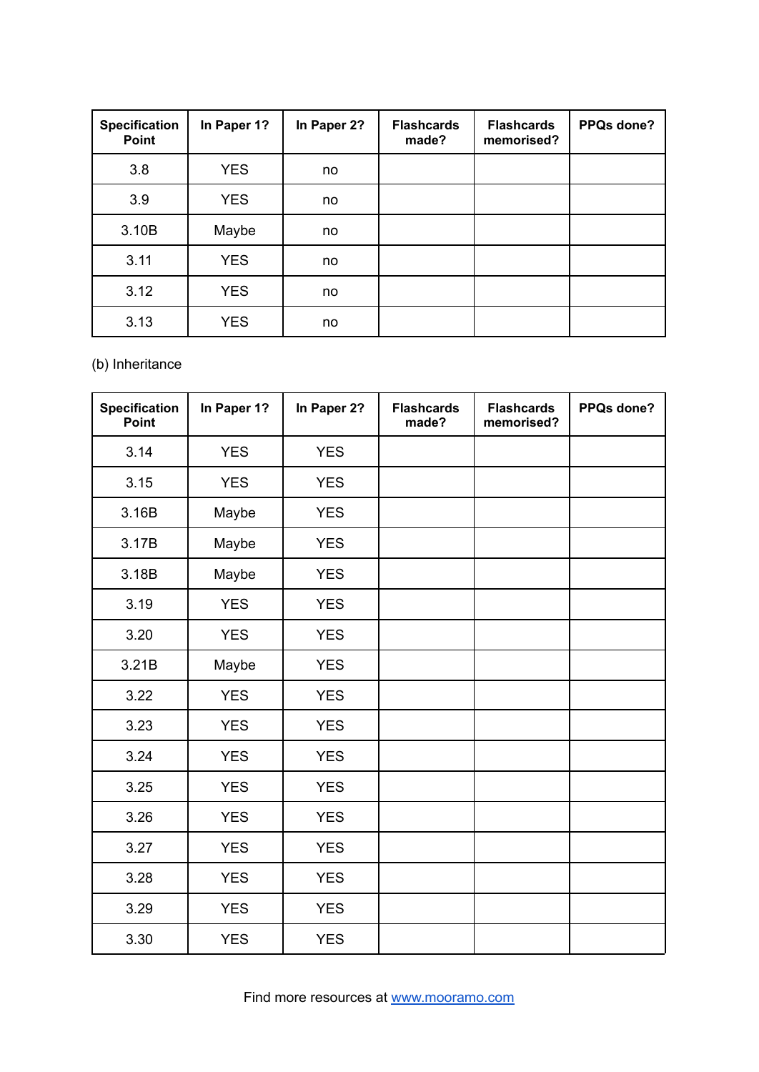| Specification Point | In Paper 1? | In Paper 2? | Flashcards made? | Flashcards memorised? | PPQs done? |
|---|---|---|---|---|---|
| 3.8 | YES | no | | | |
| 3.9 | YES | no | | | |
| 3.10B | Maybe | no | | | |
| 3.11 | YES | no | | | |
| 3.12 | YES | no | | | |
| 3.13 | YES | no | | | |

(b) Inheritance

| Specification Point | In Paper 1? | In Paper 2? | Flashcards made? | Flashcards memorised? | PPQs done? |
|---|---|---|---|---|---|
| 3.14 | YES | YES | | | |
| 3.15 | YES | YES | | | |
| 3.16B | Maybe | YES | | | |
| 3.17B | Maybe | YES | | | |
| 3.18B | Maybe | YES | | | |
| 3.19 | YES | YES | | | |
| 3.20 | YES | YES | | | |
| 3.21B | Maybe | YES | | | |
| 3.22 | YES | YES | | | |
| 3.23 | YES | YES | | | |
| 3.24 | YES | YES | | | |
| 3.25 | YES | YES | | | |
| 3.26 | YES | YES | | | |
| 3.27 | YES | YES | | | |
| 3.28 | YES | YES | | | |
| 3.29 | YES | YES | | | |
| 3.30 | YES | YES | | | |

Find more resources at [www.mooramo.com](http://www.mooramo.com)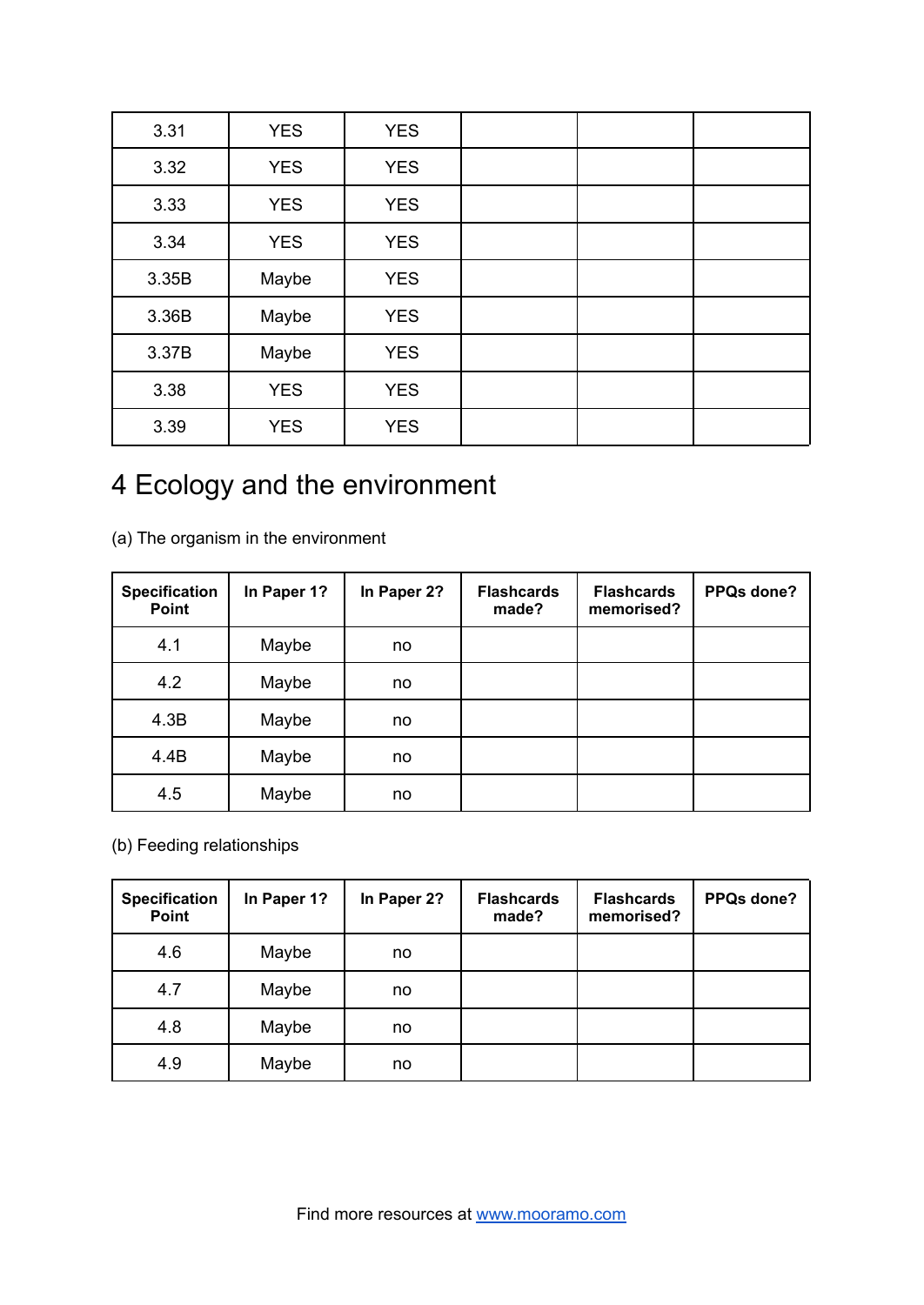| | | | | | |
|---|---|---|---|---|---|
| 3.31 | YES | YES | | | |
| 3.32 | YES | YES | | | |
| 3.33 | YES | YES | | | |
| 3.34 | YES | YES | | | |
| 3.35B | Maybe | YES | | | |
| 3.36B | Maybe | YES | | | |
| 3.37B | Maybe | YES | | | |
| 3.38 | YES | YES | | | |
| 3.39 | YES | YES | | | |

# 4 Ecology and the environment

(a) The organism in the environment

| Specification Point | In Paper 1? | In Paper 2? | Flashcards made? | Flashcards memorised? | PPQs done? |
|---|---|---|---|---|---|
| 4.1 | Maybe | no | | | |
| 4.2 | Maybe | no | | | |
| 4.3B | Maybe | no | | | |
| 4.4B | Maybe | no | | | |
| 4.5 | Maybe | no | | | |

(b) Feeding relationships

| Specification Point | In Paper 1? | In Paper 2? | Flashcards made? | Flashcards memorised? | PPQs done? |
|---|---|---|---|---|---|
| 4.6 | Maybe | no | | | |
| 4.7 | Maybe | no | | | |
| 4.8 | Maybe | no | | | |
| 4.9 | Maybe | no | | | |

Find more resources at www.mooramo.com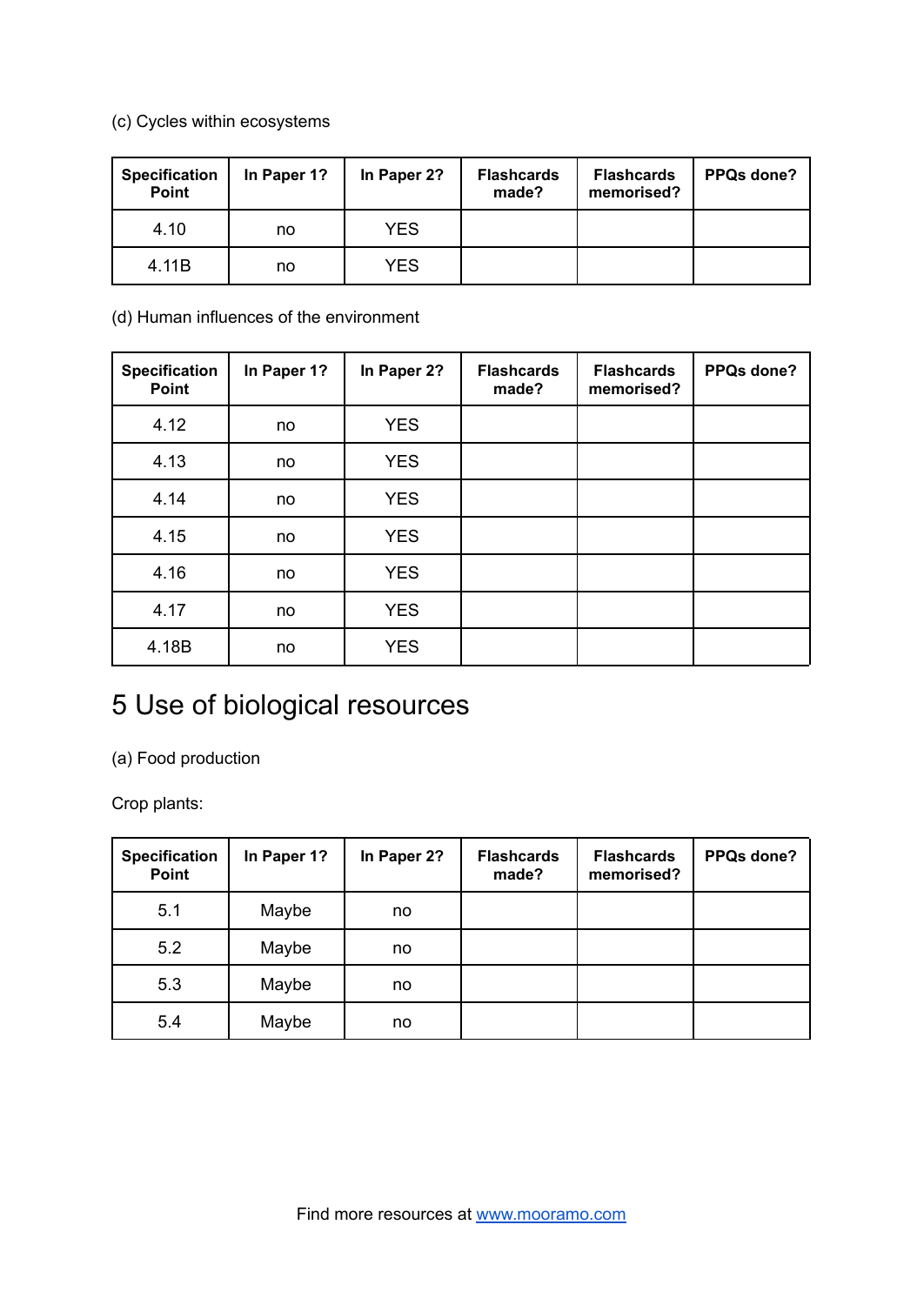(c) Cycles within ecosystems

| Specification Point | In Paper 1? | In Paper 2? | Flashcards made? | Flashcards memorised? | PPQs done? |
|---|---|---|---|---|---|
| 4.10 | no | YES | | | |
| 4.11B | no | YES | | | |

(d) Human influences of the environment

| Specification Point | In Paper 1? | In Paper 2? | Flashcards made? | Flashcards memorised? | PPQs done? |
|---|---|---|---|---|---|
| 4.12 | no | YES | | | |
| 4.13 | no | YES | | | |
| 4.14 | no | YES | | | |
| 4.15 | no | YES | | | |
| 4.16 | no | YES | | | |
| 4.17 | no | YES | | | |
| 4.18B | no | YES | | | |

# 5 Use of biological resources

(a) Food production

Crop plants:

| Specification Point | In Paper 1? | In Paper 2? | Flashcards made? | Flashcards memorised? | PPQs done? |
|---|---|---|---|---|---|
| 5.1 | Maybe | no | | | |
| 5.2 | Maybe | no | | | |
| 5.3 | Maybe | no | | | |
| 5.4 | Maybe | no | | | |

Find more resources at www.mooramo.com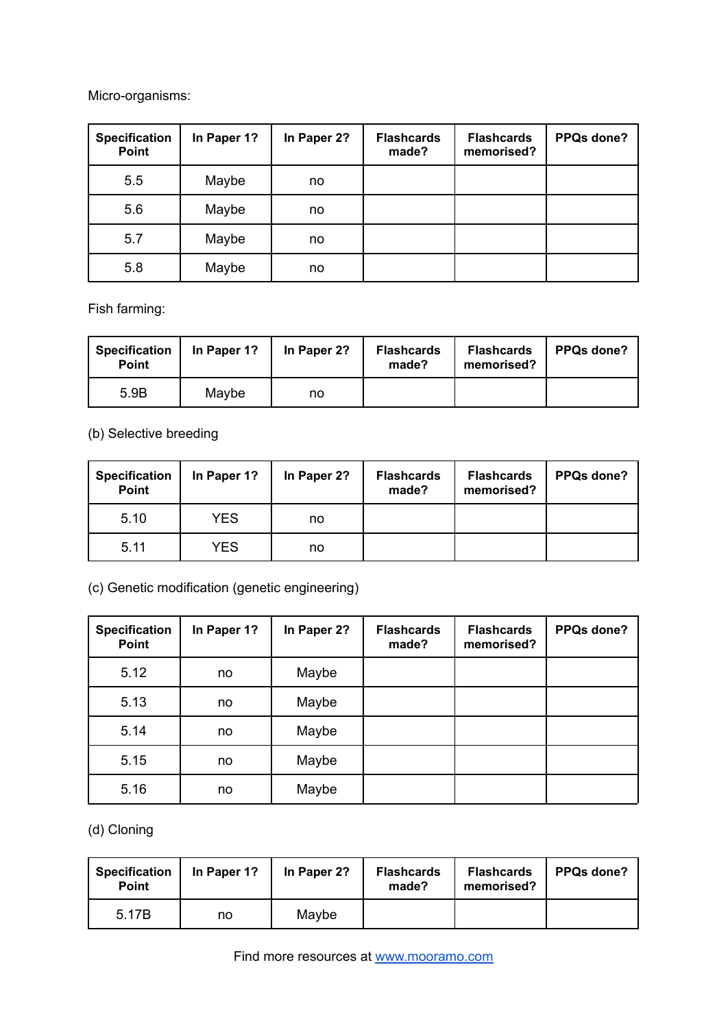Micro-organisms:

| Specification Point | In Paper 1? | In Paper 2? | Flashcards made? | Flashcards memorised? | PPQs done? |
|---|---|---|---|---|---|
| 5.5 | Maybe | no | | | |
| 5.6 | Maybe | no | | | |
| 5.7 | Maybe | no | | | |
| 5.8 | Maybe | no | | | |

Fish farming:

| Specification Point | In Paper 1? | In Paper 2? | Flashcards made? | Flashcards memorised? | PPQs done? |
|---|---|---|---|---|---|
| 5.9B | Maybe | no | | | |

(b) Selective breeding

| Specification Point | In Paper 1? | In Paper 2? | Flashcards made? | Flashcards memorised? | PPQs done? |
|---|---|---|---|---|---|
| 5.10 | YES | no | | | |
| 5.11 | YES | no | | | |

(c) Genetic modification (genetic engineering)

| Specification Point | In Paper 1? | In Paper 2? | Flashcards made? | Flashcards memorised? | PPQs done? |
|---|---|---|---|---|---|
| 5.12 | no | Maybe | | | |
| 5.13 | no | Maybe | | | |
| 5.14 | no | Maybe | | | |
| 5.15 | no | Maybe | | | |
| 5.16 | no | Maybe | | | |

(d) Cloning

| Specification Point | In Paper 1? | In Paper 2? | Flashcards made? | Flashcards memorised? | PPQs done? |
|---|---|---|---|---|---|
| 5.17B | no | Maybe | | | |

Find more resources at [www.mooramo.com](http://www.mooramo.com)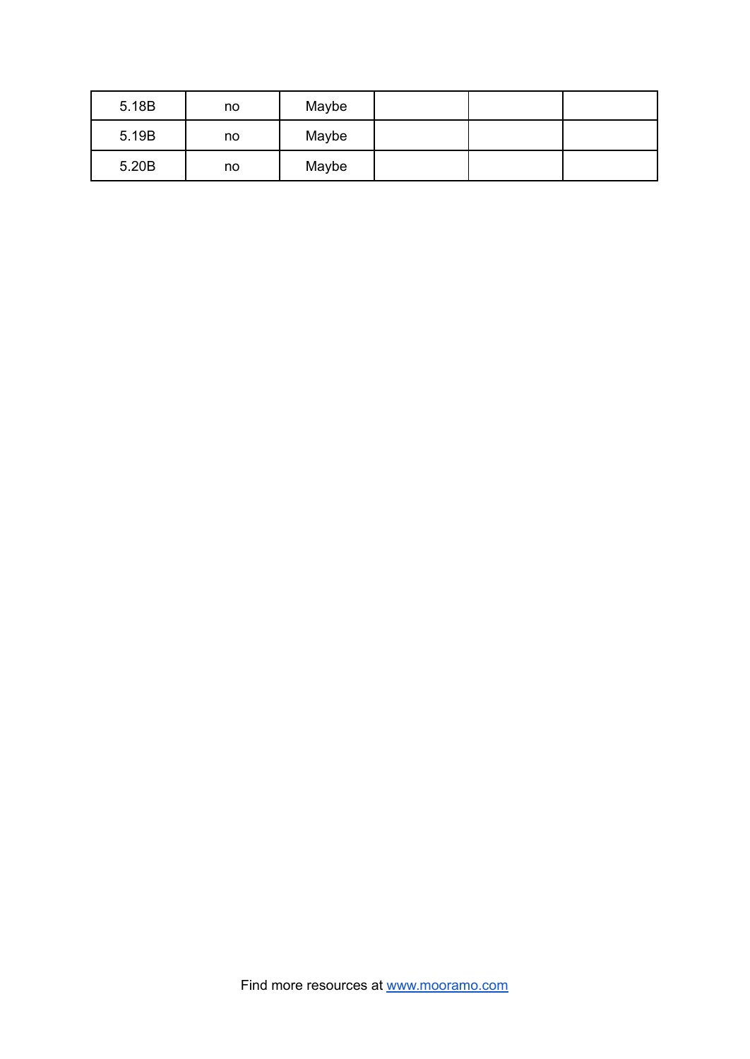| | | | | | |
|---|---|---|---|---|---|
| 5.18B | no | Maybe | | | |
| 5.19B | no | Maybe | | | |
| 5.20B | no | Maybe | | | |

Find more resources at www.mooramo.com